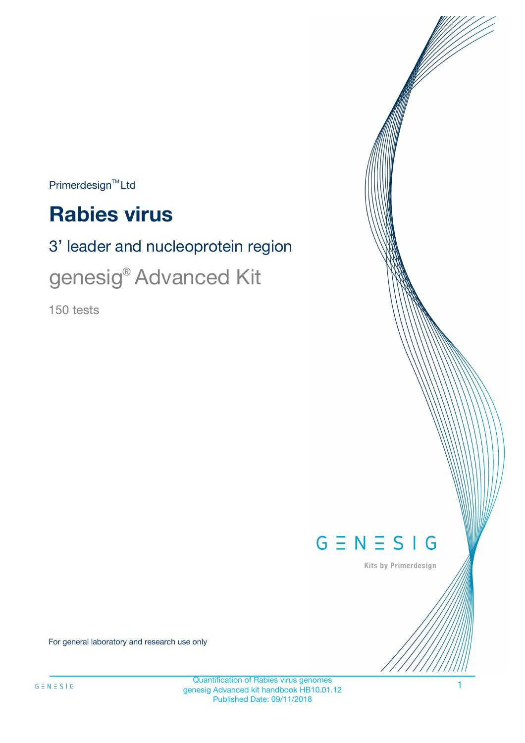Primerdesign™ Ltd

# Rabies virus

## 3' leader and nucleoprotein region

## genesig® Advanced Kit

150 tests

GENESIG

Kits by Primerdesign

For general laboratory and research use only

Quantification of Rabies virus genomes
genesig Advanced kit handbook HB10.01.12
Published Date: 09/11/2018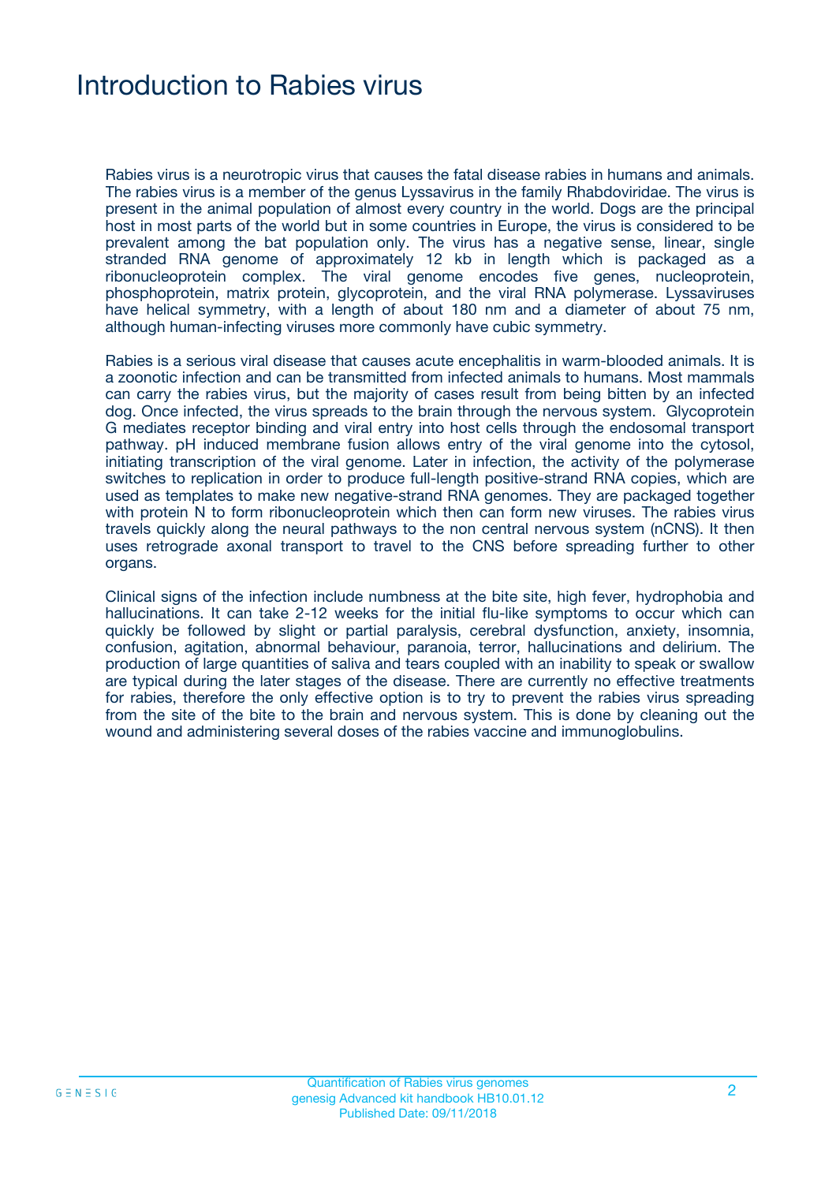# Introduction to Rabies virus

Rabies virus is a neurotropic virus that causes the fatal disease rabies in humans and animals. The rabies virus is a member of the genus Lyssavirus in the family Rhabdoviridae. The virus is present in the animal population of almost every country in the world. Dogs are the principal host in most parts of the world but in some countries in Europe, the virus is considered to be prevalent among the bat population only. The virus has a negative sense, linear, single stranded RNA genome of approximately 12 kb in length which is packaged as a ribonucleoprotein complex. The viral genome encodes five genes, nucleoprotein, phosphoprotein, matrix protein, glycoprotein, and the viral RNA polymerase. Lyssaviruses have helical symmetry, with a length of about 180 nm and a diameter of about 75 nm, although human-infecting viruses more commonly have cubic symmetry.

Rabies is a serious viral disease that causes acute encephalitis in warm-blooded animals. It is a zoonotic infection and can be transmitted from infected animals to humans. Most mammals can carry the rabies virus, but the majority of cases result from being bitten by an infected dog. Once infected, the virus spreads to the brain through the nervous system. Glycoprotein G mediates receptor binding and viral entry into host cells through the endosomal transport pathway. pH induced membrane fusion allows entry of the viral genome into the cytosol, initiating transcription of the viral genome. Later in infection, the activity of the polymerase switches to replication in order to produce full-length positive-strand RNA copies, which are used as templates to make new negative-strand RNA genomes. They are packaged together with protein N to form ribonucleoprotein which then can form new viruses. The rabies virus travels quickly along the neural pathways to the non central nervous system (nCNS). It then uses retrograde axonal transport to travel to the CNS before spreading further to other organs.

Clinical signs of the infection include numbness at the bite site, high fever, hydrophobia and hallucinations. It can take 2-12 weeks for the initial flu-like symptoms to occur which can quickly be followed by slight or partial paralysis, cerebral dysfunction, anxiety, insomnia, confusion, agitation, abnormal behaviour, paranoia, terror, hallucinations and delirium. The production of large quantities of saliva and tears coupled with an inability to speak or swallow are typical during the later stages of the disease. There are currently no effective treatments for rabies, therefore the only effective option is to try to prevent the rabies virus spreading from the site of the bite to the brain and nervous system. This is done by cleaning out the wound and administering several doses of the rabies vaccine and immunoglobulins.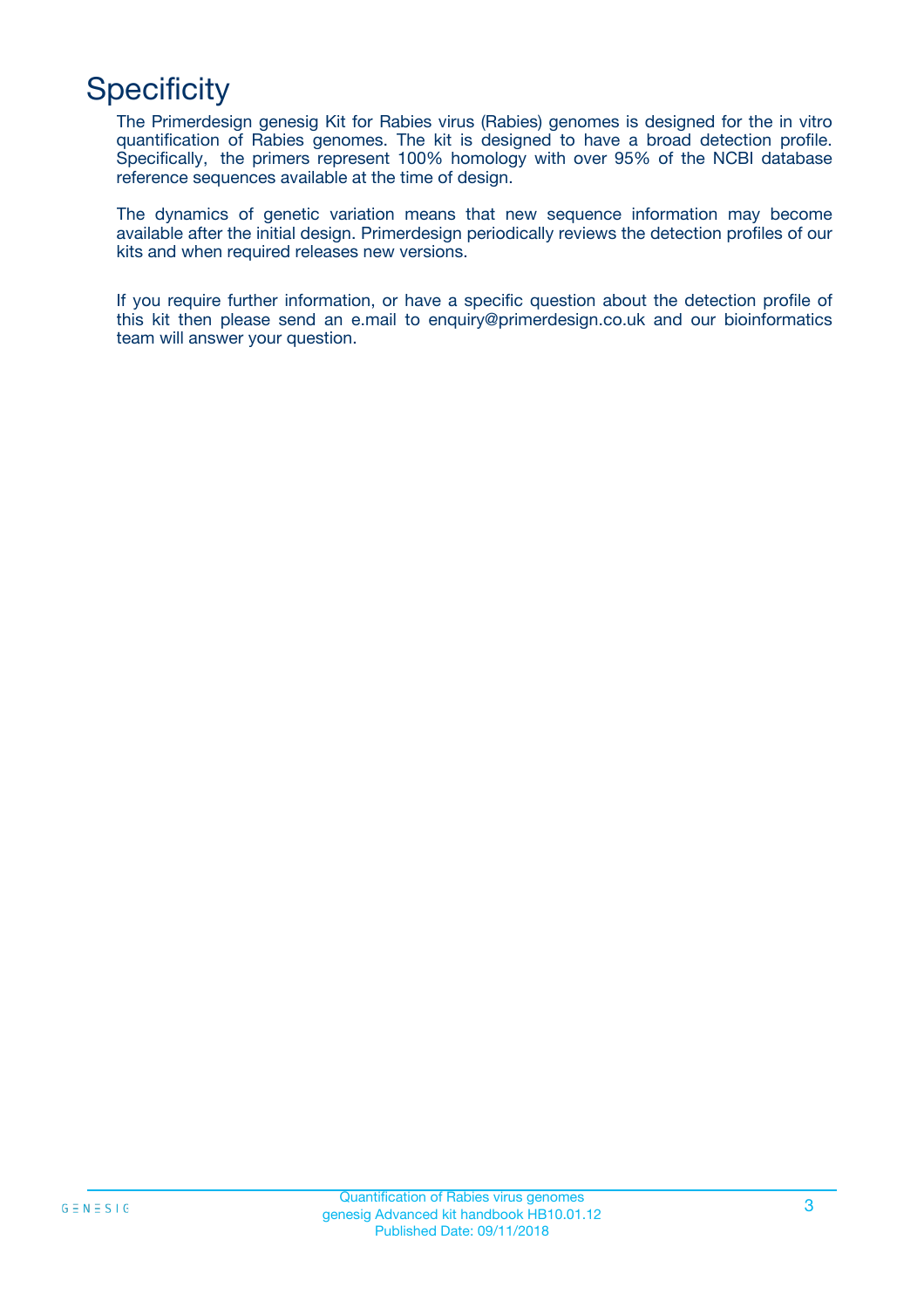# Specificity

The Primerdesign genesig Kit for Rabies virus (Rabies) genomes is designed for the in vitro quantification of Rabies genomes. The kit is designed to have a broad detection profile. Specifically, the primers represent 100% homology with over 95% of the NCBI database reference sequences available at the time of design.

The dynamics of genetic variation means that new sequence information may become available after the initial design. Primerdesign periodically reviews the detection profiles of our kits and when required releases new versions.

If you require further information, or have a specific question about the detection profile of this kit then please send an e.mail to enquiry@primerdesign.co.uk and our bioinformatics team will answer your question.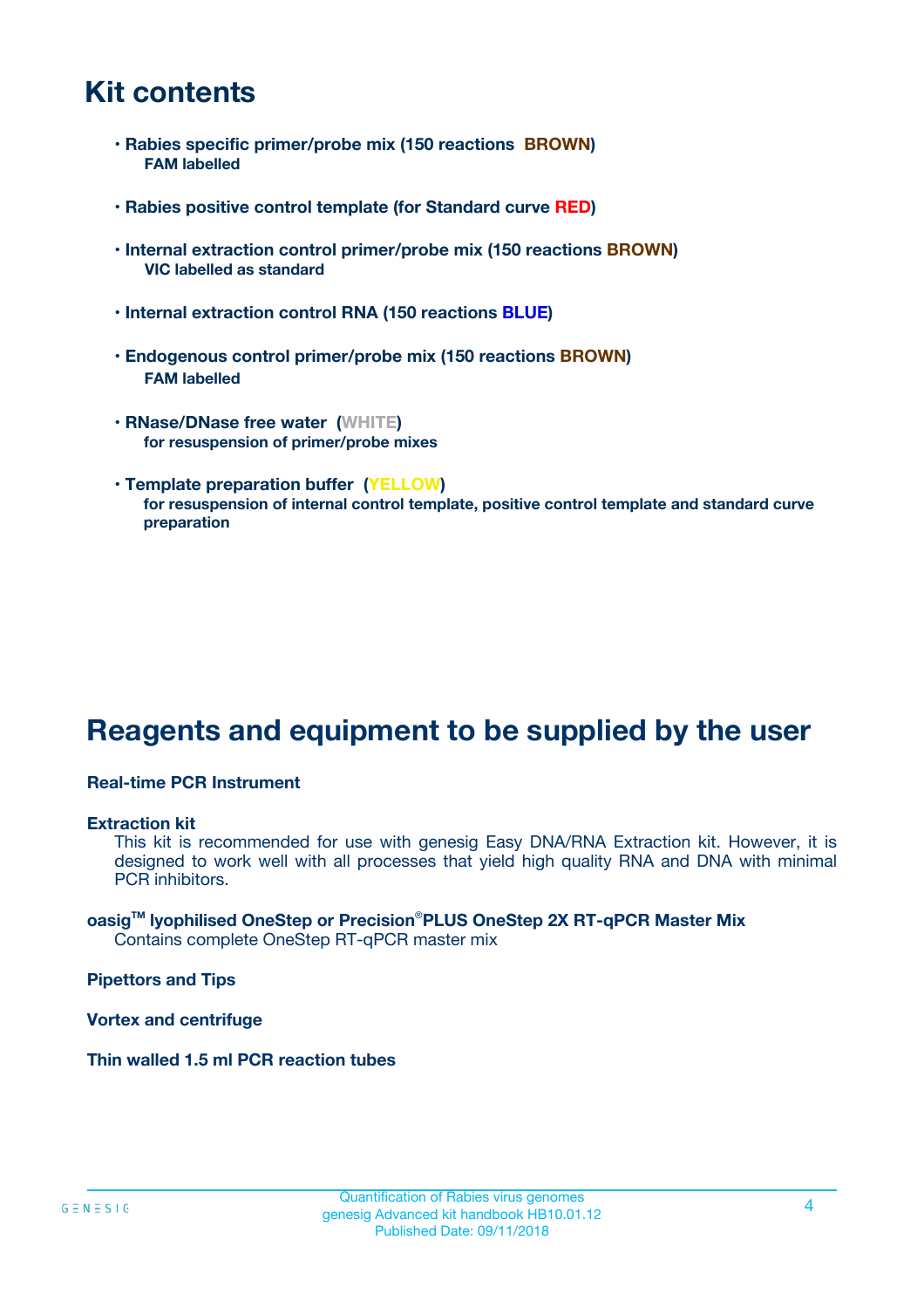# Kit contents

- **Rabies specific primer/probe mix (150 reactions BROWN)**
  **FAM labelled**

- **Rabies positive control template (for Standard curve RED)**

- **Internal extraction control primer/probe mix (150 reactions BROWN)**
  **VIC labelled as standard**

- **Internal extraction control RNA (150 reactions BLUE)**

- **Endogenous control primer/probe mix (150 reactions BROWN)**
  **FAM labelled**

- **RNase/DNase free water (WHITE)**
  **for resuspension of primer/probe mixes**

- **Template preparation buffer (YELLOW)**
  **for resuspension of internal control template, positive control template and standard curve preparation**

# Reagents and equipment to be supplied by the user

**Real-time PCR Instrument**

**Extraction kit**

This kit is recommended for use with genesig Easy DNA/RNA Extraction kit. However, it is designed to work well with all processes that yield high quality RNA and DNA with minimal PCR inhibitors.

**oasig™ lyophilised OneStep or Precision®PLUS OneStep 2X RT-qPCR Master Mix**

Contains complete OneStep RT-qPCR master mix

**Pipettors and Tips**

**Vortex and centrifuge**

**Thin walled 1.5 ml PCR reaction tubes**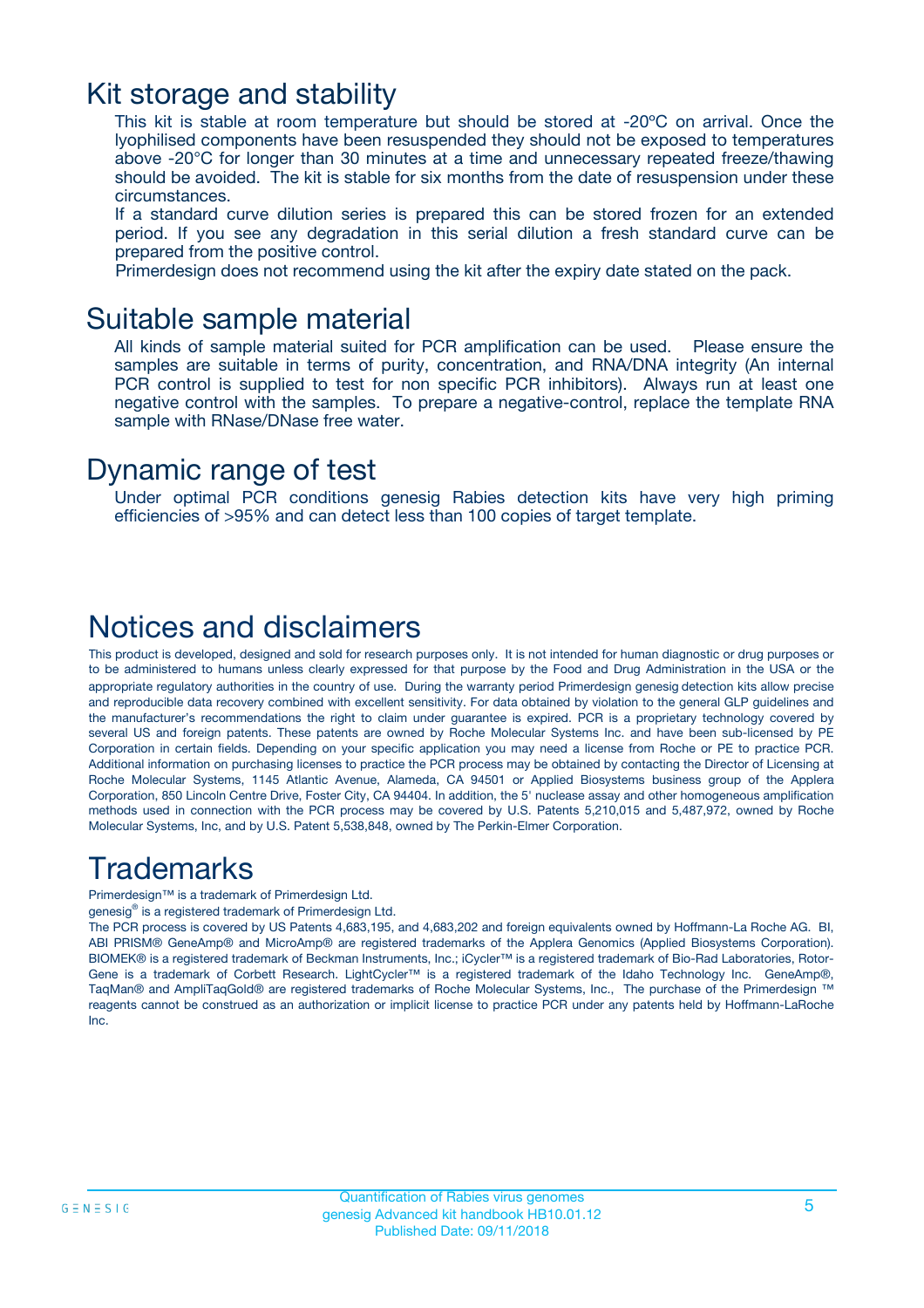## Kit storage and stability

This kit is stable at room temperature but should be stored at -20ºC on arrival. Once the lyophilised components have been resuspended they should not be exposed to temperatures above -20°C for longer than 30 minutes at a time and unnecessary repeated freeze/thawing should be avoided. The kit is stable for six months from the date of resuspension under these circumstances.

If a standard curve dilution series is prepared this can be stored frozen for an extended period. If you see any degradation in this serial dilution a fresh standard curve can be prepared from the positive control.

Primerdesign does not recommend using the kit after the expiry date stated on the pack.

## Suitable sample material

All kinds of sample material suited for PCR amplification can be used. Please ensure the samples are suitable in terms of purity, concentration, and RNA/DNA integrity (An internal PCR control is supplied to test for non specific PCR inhibitors). Always run at least one negative control with the samples. To prepare a negative-control, replace the template RNA sample with RNase/DNase free water.

## Dynamic range of test

Under optimal PCR conditions genesig Rabies detection kits have very high priming efficiencies of >95% and can detect less than 100 copies of target template.

# Notices and disclaimers

This product is developed, designed and sold for research purposes only. It is not intended for human diagnostic or drug purposes or to be administered to humans unless clearly expressed for that purpose by the Food and Drug Administration in the USA or the appropriate regulatory authorities in the country of use. During the warranty period Primerdesign genesig detection kits allow precise and reproducible data recovery combined with excellent sensitivity. For data obtained by violation to the general GLP guidelines and the manufacturer's recommendations the right to claim under guarantee is expired. PCR is a proprietary technology covered by several US and foreign patents. These patents are owned by Roche Molecular Systems Inc. and have been sub-licensed by PE Corporation in certain fields. Depending on your specific application you may need a license from Roche or PE to practice PCR. Additional information on purchasing licenses to practice the PCR process may be obtained by contacting the Director of Licensing at Roche Molecular Systems, 1145 Atlantic Avenue, Alameda, CA 94501 or Applied Biosystems business group of the Applera Corporation, 850 Lincoln Centre Drive, Foster City, CA 94404. In addition, the 5' nuclease assay and other homogeneous amplification methods used in connection with the PCR process may be covered by U.S. Patents 5,210,015 and 5,487,972, owned by Roche Molecular Systems, Inc, and by U.S. Patent 5,538,848, owned by The Perkin-Elmer Corporation.

# Trademarks

Primerdesign™ is a trademark of Primerdesign Ltd.

genesig® is a registered trademark of Primerdesign Ltd.

The PCR process is covered by US Patents 4,683,195, and 4,683,202 and foreign equivalents owned by Hoffmann-La Roche AG. BI, ABI PRISM® GeneAmp® and MicroAmp® are registered trademarks of the Applera Genomics (Applied Biosystems Corporation). BIOMEK® is a registered trademark of Beckman Instruments, Inc.; iCycler™ is a registered trademark of Bio-Rad Laboratories, Rotor-Gene is a trademark of Corbett Research. LightCycler™ is a registered trademark of the Idaho Technology Inc. GeneAmp®, TaqMan® and AmpliTaqGold® are registered trademarks of Roche Molecular Systems, Inc., The purchase of the Primerdesign ™ reagents cannot be construed as an authorization or implicit license to practice PCR under any patents held by Hoffmann-LaRoche Inc.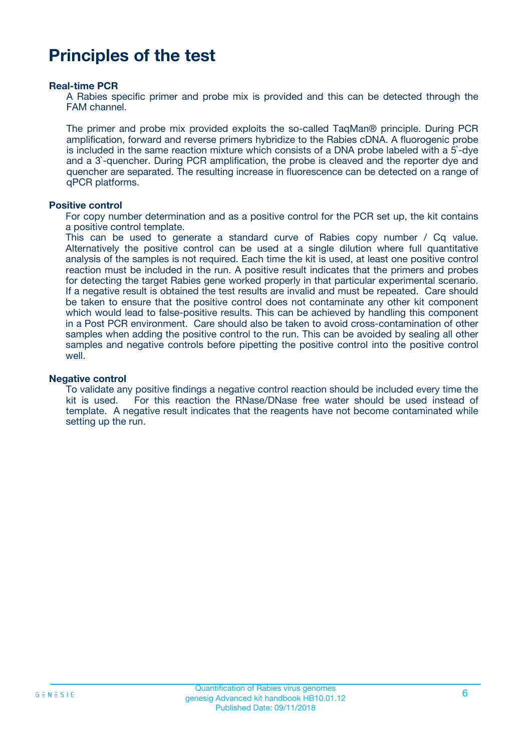# Principles of the test

**Real-time PCR**

A Rabies specific primer and probe mix is provided and this can be detected through the FAM channel.

The primer and probe mix provided exploits the so-called TaqMan® principle. During PCR amplification, forward and reverse primers hybridize to the Rabies cDNA. A fluorogenic probe is included in the same reaction mixture which consists of a DNA probe labeled with a 5`-dye and a 3`-quencher. During PCR amplification, the probe is cleaved and the reporter dye and quencher are separated. The resulting increase in fluorescence can be detected on a range of qPCR platforms.

**Positive control**

For copy number determination and as a positive control for the PCR set up, the kit contains a positive control template.
This can be used to generate a standard curve of Rabies copy number / Cq value. Alternatively the positive control can be used at a single dilution where full quantitative analysis of the samples is not required. Each time the kit is used, at least one positive control reaction must be included in the run. A positive result indicates that the primers and probes for detecting the target Rabies gene worked properly in that particular experimental scenario. If a negative result is obtained the test results are invalid and must be repeated. Care should be taken to ensure that the positive control does not contaminate any other kit component which would lead to false-positive results. This can be achieved by handling this component in a Post PCR environment. Care should also be taken to avoid cross-contamination of other samples when adding the positive control to the run. This can be avoided by sealing all other samples and negative controls before pipetting the positive control into the positive control well.

**Negative control**

To validate any positive findings a negative control reaction should be included every time the kit is used. For this reaction the RNase/DNase free water should be used instead of template. A negative result indicates that the reagents have not become contaminated while setting up the run.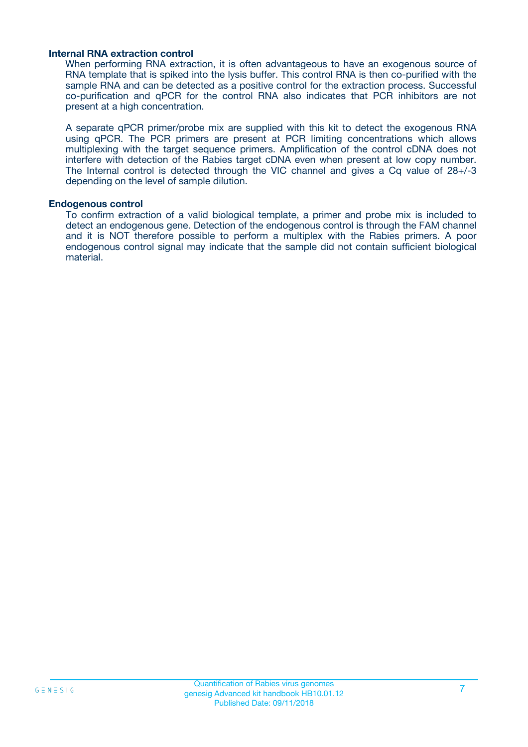### Internal RNA extraction control

When performing RNA extraction, it is often advantageous to have an exogenous source of RNA template that is spiked into the lysis buffer. This control RNA is then co-purified with the sample RNA and can be detected as a positive control for the extraction process. Successful co-purification and qPCR for the control RNA also indicates that PCR inhibitors are not present at a high concentration.

A separate qPCR primer/probe mix are supplied with this kit to detect the exogenous RNA using qPCR. The PCR primers are present at PCR limiting concentrations which allows multiplexing with the target sequence primers. Amplification of the control cDNA does not interfere with detection of the Rabies target cDNA even when present at low copy number. The Internal control is detected through the VIC channel and gives a Cq value of 28+/-3 depending on the level of sample dilution.

### Endogenous control

To confirm extraction of a valid biological template, a primer and probe mix is included to detect an endogenous gene. Detection of the endogenous control is through the FAM channel and it is NOT therefore possible to perform a multiplex with the Rabies primers. A poor endogenous control signal may indicate that the sample did not contain sufficient biological material.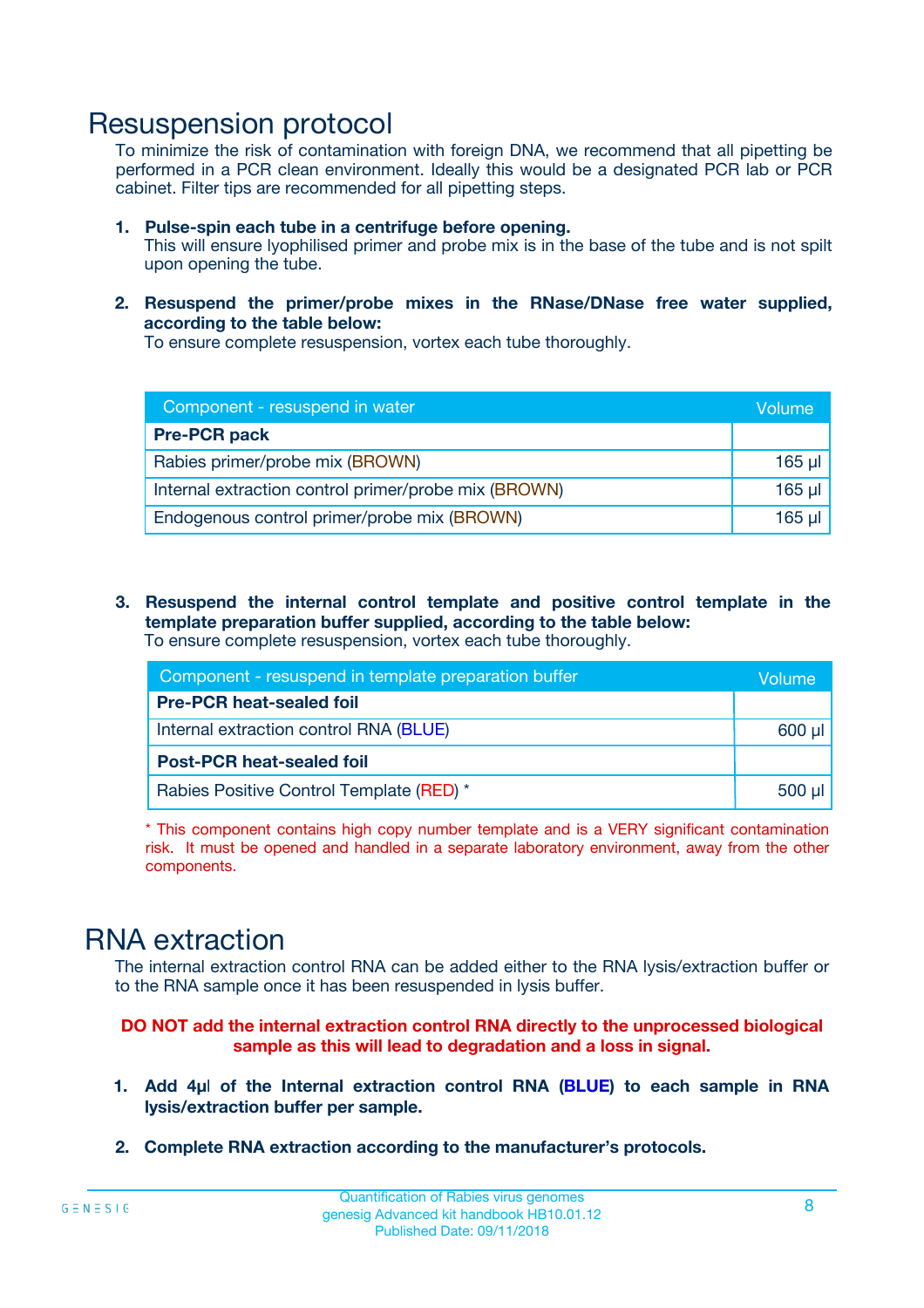# Resuspension protocol

To minimize the risk of contamination with foreign DNA, we recommend that all pipetting be performed in a PCR clean environment. Ideally this would be a designated PCR lab or PCR cabinet. Filter tips are recommended for all pipetting steps.

1. **Pulse-spin each tube in a centrifuge before opening.**
   This will ensure lyophilised primer and probe mix is in the base of the tube and is not spilt upon opening the tube.

2. **Resuspend the primer/probe mixes in the RNase/DNase free water supplied, according to the table below:**
   To ensure complete resuspension, vortex each tube thoroughly.

| Component - resuspend in water | Volume |
|---|---|
| **Pre-PCR pack** | |
| Rabies primer/probe mix (BROWN) | 165 µl |
| Internal extraction control primer/probe mix (BROWN) | 165 µl |
| Endogenous control primer/probe mix (BROWN) | 165 µl |

3. **Resuspend the internal control template and positive control template in the template preparation buffer supplied, according to the table below:**
   To ensure complete resuspension, vortex each tube thoroughly.

| Component - resuspend in template preparation buffer | Volume |
|---|---|
| **Pre-PCR heat-sealed foil** | |
| Internal extraction control RNA (BLUE) | 600 µl |
| **Post-PCR heat-sealed foil** | |
| Rabies Positive Control Template (RED) * | 500 µl |

\* This component contains high copy number template and is a VERY significant contamination risk. It must be opened and handled in a separate laboratory environment, away from the other components.

# RNA extraction

The internal extraction control RNA can be added either to the RNA lysis/extraction buffer or to the RNA sample once it has been resuspended in lysis buffer.

**DO NOT add the internal extraction control RNA directly to the unprocessed biological sample as this will lead to degradation and a loss in signal.**

1. **Add 4µl of the Internal extraction control RNA (BLUE) to each sample in RNA lysis/extraction buffer per sample.**

2. **Complete RNA extraction according to the manufacturer's protocols.**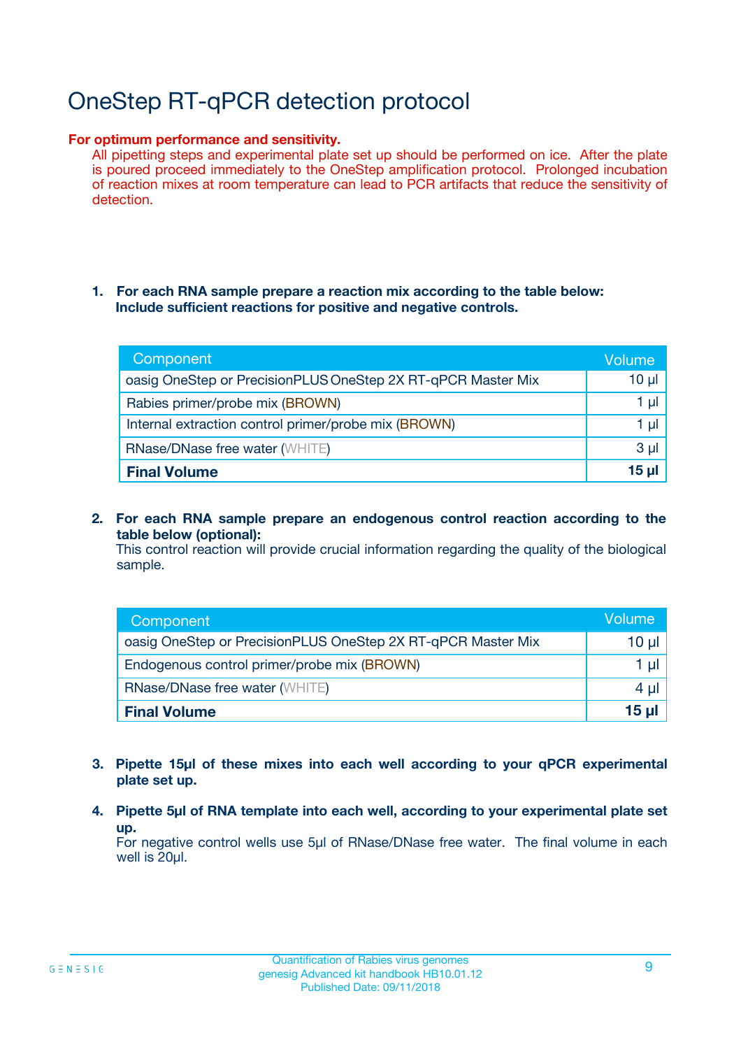# OneStep RT-qPCR detection protocol

**For optimum performance and sensitivity.**
All pipetting steps and experimental plate set up should be performed on ice. After the plate is poured proceed immediately to the OneStep amplification protocol. Prolonged incubation of reaction mixes at room temperature can lead to PCR artifacts that reduce the sensitivity of detection.

1. **For each RNA sample prepare a reaction mix according to the table below: Include sufficient reactions for positive and negative controls.**

| Component | Volume |
|---|---|
| oasig OneStep or PrecisionPLUS OneStep 2X RT-qPCR Master Mix | 10 µl |
| Rabies primer/probe mix (BROWN) | 1 µl |
| Internal extraction control primer/probe mix (BROWN) | 1 µl |
| RNase/DNase free water (WHITE) | 3 µl |
| **Final Volume** | **15 µl** |

2. **For each RNA sample prepare an endogenous control reaction according to the table below (optional):**
   This control reaction will provide crucial information regarding the quality of the biological sample.

| Component | Volume |
|---|---|
| oasig OneStep or PrecisionPLUS OneStep 2X RT-qPCR Master Mix | 10 µl |
| Endogenous control primer/probe mix (BROWN) | 1 µl |
| RNase/DNase free water (WHITE) | 4 µl |
| **Final Volume** | **15 µl** |

3. **Pipette 15µl of these mixes into each well according to your qPCR experimental plate set up.**

4. **Pipette 5µl of RNA template into each well, according to your experimental plate set up.**
   For negative control wells use 5µl of RNase/DNase free water. The final volume in each well is 20µl.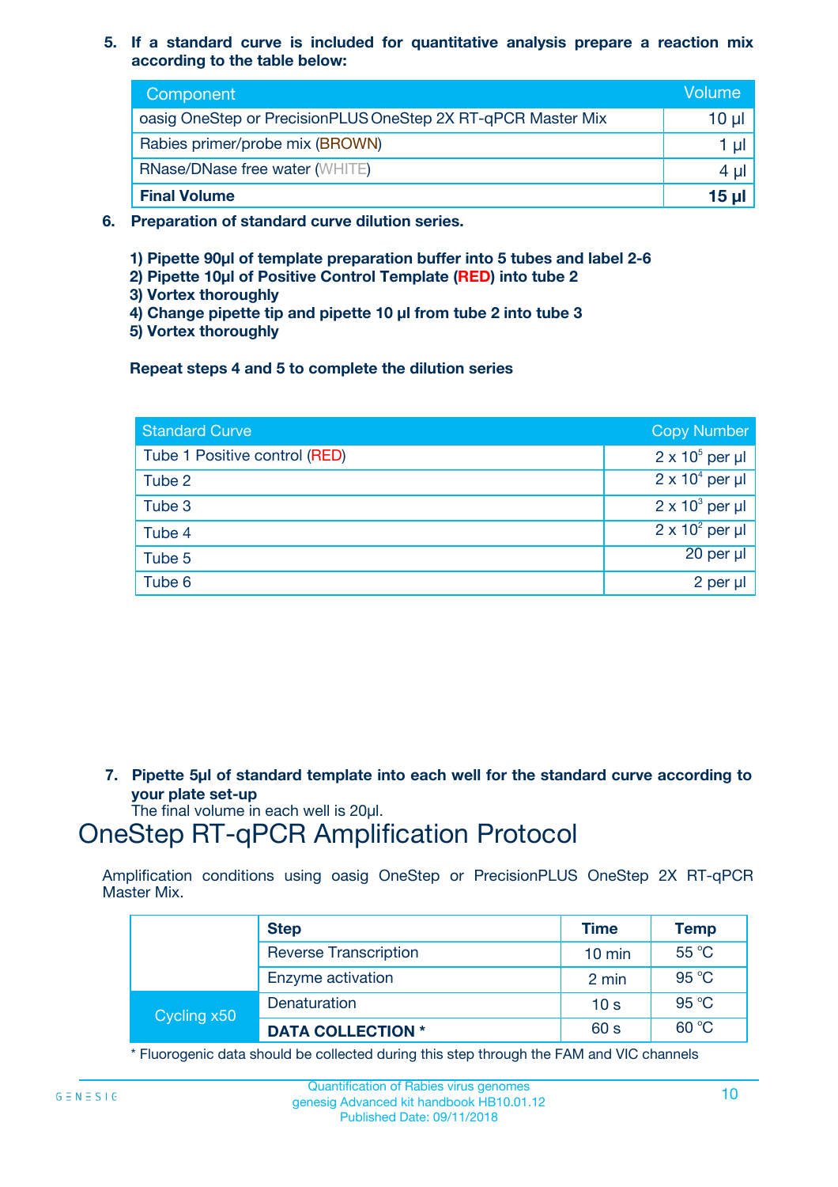5. **If a standard curve is included for quantitative analysis prepare a reaction mix according to the table below:**

| Component | Volume |
|---|---|
| oasig OneStep or PrecisionPLUS OneStep 2X RT-qPCR Master Mix | 10 µl |
| Rabies primer/probe mix (BROWN) | 1 µl |
| RNase/DNase free water (WHITE) | 4 µl |
| **Final Volume** | **15 µl** |

6. **Preparation of standard curve dilution series.**

   **1) Pipette 90µl of template preparation buffer into 5 tubes and label 2-6**
   **2) Pipette 10µl of Positive Control Template (RED) into tube 2**
   **3) Vortex thoroughly**
   **4) Change pipette tip and pipette 10 µl from tube 2 into tube 3**
   **5) Vortex thoroughly**

   **Repeat steps 4 and 5 to complete the dilution series**

| Standard Curve | Copy Number |
|---|---|
| Tube 1 Positive control (RED) | $2 \times 10^5$ per µl |
| Tube 2 | $2 \times 10^4$ per µl |
| Tube 3 | $2 \times 10^3$ per µl |
| Tube 4 | $2 \times 10^2$ per µl |
| Tube 5 | 20 per µl |
| Tube 6 | 2 per µl |

7. **Pipette 5µl of standard template into each well for the standard curve according to your plate set-up**
   The final volume in each well is 20µl.

# OneStep RT-qPCR Amplification Protocol

Amplification conditions using oasig OneStep or PrecisionPLUS OneStep 2X RT-qPCR Master Mix.

| | Step | Time | Temp |
|---|---|---|---|
| | Reverse Transcription | 10 min | 55 °C |
| | Enzyme activation | 2 min | 95 °C |
| Cycling x50 | Denaturation | 10 s | 95 °C |
| | **DATA COLLECTION *** | 60 s | 60 °C |

* Fluorogenic data should be collected during this step through the FAM and VIC channels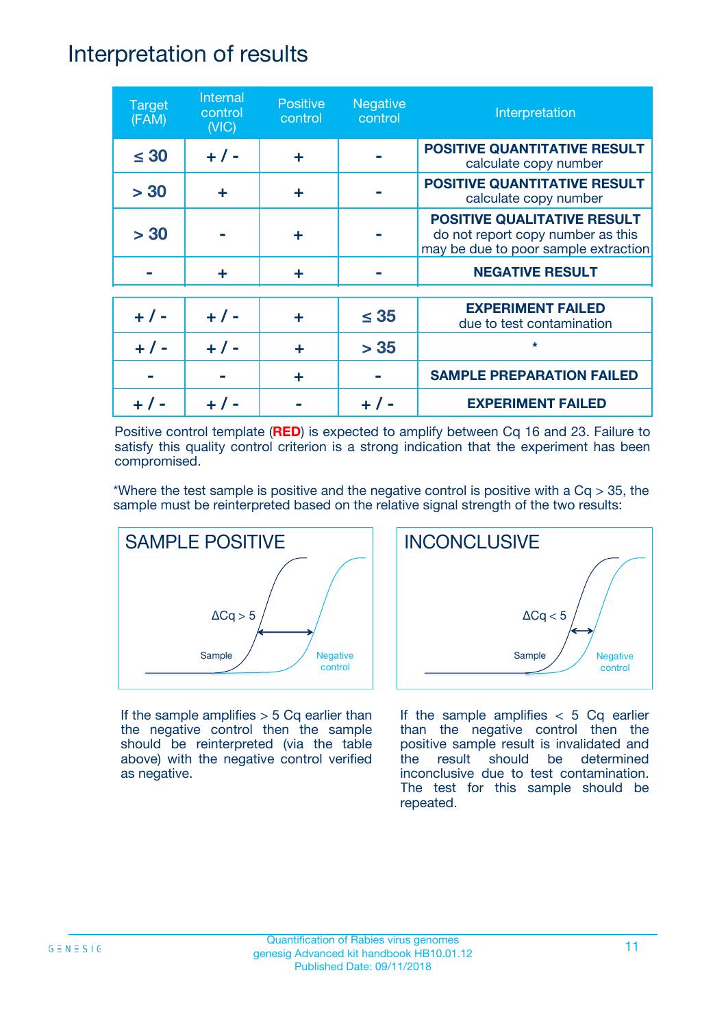# Interpretation of results

| Target (FAM) | Internal control (VIC) | Positive control | Negative control | Interpretation |
|---|---|---|---|---|
| ≤ 30 | + / - | + | - | **POSITIVE QUANTITATIVE RESULT** calculate copy number |
| > 30 | + | + | - | **POSITIVE QUANTITATIVE RESULT** calculate copy number |
| > 30 | - | + | - | **POSITIVE QUALITATIVE RESULT** do not report copy number as this may be due to poor sample extraction |
| - | + | + | - | **NEGATIVE RESULT** |
| + / - | + / - | + | ≤ 35 | **EXPERIMENT FAILED** due to test contamination |
| + / - | + / - | + | > 35 | * |
| - | - | + | - | **SAMPLE PREPARATION FAILED** |
| + / - | + / - | - | + / - | **EXPERIMENT FAILED** |

Positive control template (**RED**) is expected to amplify between Cq 16 and 23. Failure to satisfy this quality control criterion is a strong indication that the experiment has been compromised.

*Where the test sample is positive and the negative control is positive with a Cq > 35, the sample must be reinterpreted based on the relative signal strength of the two results:

**SAMPLE POSITIVE**

ΔCq > 5

Sample

Negative control

If the sample amplifies > 5 Cq earlier than the negative control then the sample should be reinterpreted (via the table above) with the negative control verified as negative.

**INCONCLUSIVE**

ΔCq < 5

Sample

Negative control

If the sample amplifies < 5 Cq earlier than the negative control then the positive sample result is invalidated and the result should be determined inconclusive due to test contamination. The test for this sample should be repeated.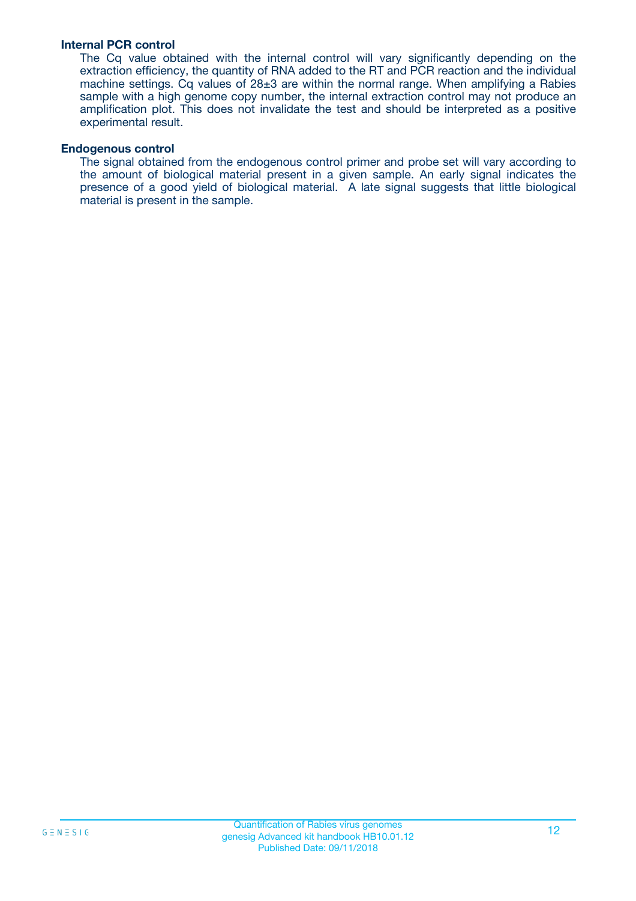### Internal PCR control

The Cq value obtained with the internal control will vary significantly depending on the extraction efficiency, the quantity of RNA added to the RT and PCR reaction and the individual machine settings. Cq values of 28±3 are within the normal range. When amplifying a Rabies sample with a high genome copy number, the internal extraction control may not produce an amplification plot. This does not invalidate the test and should be interpreted as a positive experimental result.

### Endogenous control

The signal obtained from the endogenous control primer and probe set will vary according to the amount of biological material present in a given sample. An early signal indicates the presence of a good yield of biological material. A late signal suggests that little biological material is present in the sample.